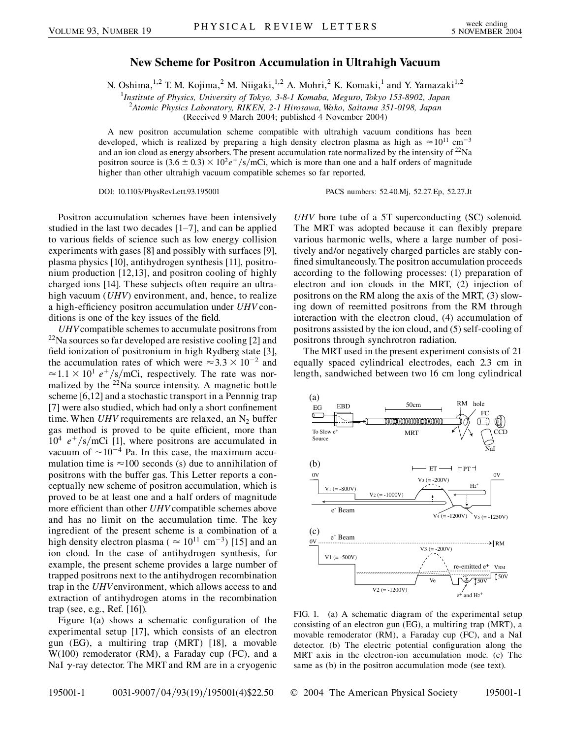# New Scheme for Positron Accumulation in Ultrahigh Vacuum

N. Oshima,[1,2] T. M. Kojima,[2] M. Niigaki,[1,2] A. Mohri,[2] K. Komaki,[1] and Y. Yamazaki[1,2]

[1]*Institute of Physics, University of Tokyo, 3-8-1 Komaba, Meguro, Tokyo 153-8902, Japan*
[2]*Atomic Physics Laboratory, RIKEN, 2-1 Hirosawa, Wako, Saitama 351-0198, Japan*
(Received 9 March 2004; published 4 November 2004)

A new positron accumulation scheme compatible with ultrahigh vacuum conditions has been developed, which is realized by preparing a high density electron plasma as high as $\approx 10^{11}$ cm$^{-3}$ and an ion cloud as energy absorbers. The present accumulation rate normalized by the intensity of $^{22}$Na positron source is $(3.6 \pm 0.3) \times 10^2 e^+/\mathrm{s}/\mathrm{mCi}$, which is more than one and a half orders of magnitude higher than other ultrahigh vacuum compatible schemes so far reported.

DOI: 10.1103/PhysRevLett.93.195001 PACS numbers: 52.40.Mj, 52.27.Ep, 52.27.Jt

Positron accumulation schemes have been intensively studied in the last two decades [1–7], and can be applied to various fields of science such as low energy collision experiments with gases [8] and possibly with surfaces [9], plasma physics [10], antihydrogen synthesis [11], positronium production [12,13], and positron cooling of highly charged ions [14]. These subjects often require an ultrahigh vacuum (*UHV*) environment, and, hence, to realize a high-efficiency positron accumulation under *UHV* conditions is one of the key issues of the field.

*UHV* compatible schemes to accumulate positrons from $^{22}$Na sources so far developed are resistive cooling [2] and field ionization of positronium in high Rydberg state [3], the accumulation rates of which were $\approx 3.3 \times 10^{-2}$ and $\approx 1.1 \times 10^1$ $e^+/\mathrm{s}/\mathrm{mCi}$, respectively. The rate was normalized by the $^{22}$Na source intensity. A magnetic bottle scheme [6,12] and a stochastic transport in a Pennnig trap [7] were also studied, which had only a short confinement time. When *UHV* requirements are relaxed, an $N_2$ buffer gas method is proved to be quite efficient, more than $10^4$ $e^+/\mathrm{s}/\mathrm{mCi}$ [1], where positrons are accumulated in vacuum of $\sim 10^{-4}$ Pa. In this case, the maximum accumulation time is $\approx 100$ seconds (s) due to annihilation of positrons with the buffer gas. This Letter reports a conceptually new scheme of positron accumulation, which is proved to be at least one and a half orders of magnitude more efficient than other *UHV* compatible schemes above and has no limit on the accumulation time. The key ingredient of the present scheme is a combination of a high density electron plasma ( $\approx 10^{11}$ cm$^{-3}$) [15] and an ion cloud. In the case of antihydrogen synthesis, for example, the present scheme provides a large number of trapped positrons next to the antihydrogen recombination trap in the *UHV* environment, which allows access to and extraction of antihydrogen atoms in the recombination trap (see, e.g., Ref. [16]).

Figure 1(a) shows a schematic configuration of the experimental setup [17], which consists of an electron gun (EG), a multiring trap (MRT) [18], a movable W(100) remoderator (RM), a Faraday cup (FC), and a NaI $\gamma$-ray detector. The MRT and RM are in a cryogenic *UHV* bore tube of a 5T superconducting (SC) solenoid. The MRT was adopted because it can flexibly prepare various harmonic wells, where a large number of positively and/or negatively charged particles are stably confined simultaneously. The positron accumulation proceeds according to the following processes: (1) preparation of electron and ion clouds in the MRT, (2) injection of positrons on the RM along the axis of the MRT, (3) slowing down of reemitted positrons from the RM through interaction with the electron cloud, (4) accumulation of positrons assisted by the ion cloud, and (5) self-cooling of positrons through synchrotron radiation.

The MRT used in the present experiment consists of 21 equally spaced cylindrical electrodes, each 2.3 cm in length, sandwiched between two 16 cm long cylindrical

FIG. 1. (a) A schematic diagram of the experimental setup consisting of an electron gun (EG), a multiring trap (MRT), a movable remoderator (RM), a Faraday cup (FC), and a NaI detector. (b) The electric potential configuration along the MRT axis in the electron-ion accumulation mode. (c) The same as (b) in the positron accumulation mode (see text).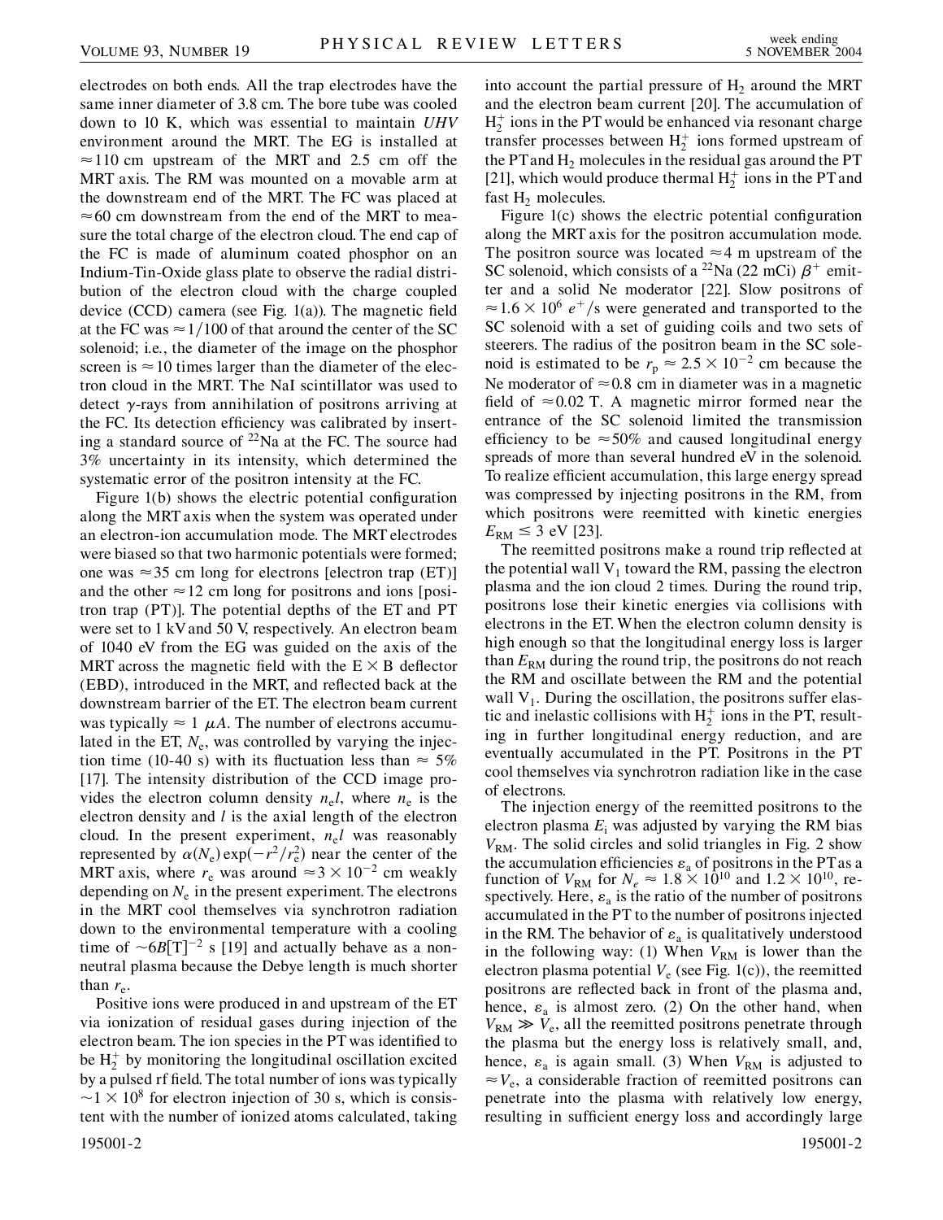electrodes on both ends. All the trap electrodes have the same inner diameter of 3.8 cm. The bore tube was cooled down to 10 K, which was essential to maintain *UHV* environment around the MRT. The EG is installed at $\approx 110$ cm upstream of the MRT and 2.5 cm off the MRT axis. The RM was mounted on a movable arm at the downstream end of the MRT. The FC was placed at $\approx 60$ cm downstream from the end of the MRT to measure the total charge of the electron cloud. The end cap of the FC is made of aluminum coated phosphor on an Indium-Tin-Oxide glass plate to observe the radial distribution of the electron cloud with the charge coupled device (CCD) camera (see Fig. 1(a)). The magnetic field at the FC was $\approx 1/100$ of that around the center of the SC solenoid; i.e., the diameter of the image on the phosphor screen is $\approx 10$ times larger than the diameter of the electron cloud in the MRT. The NaI scintillator was used to detect $\gamma$-rays from annihilation of positrons arriving at the FC. Its detection efficiency was calibrated by inserting a standard source of $^{22}$Na at the FC. The source had 3% uncertainty in its intensity, which determined the systematic error of the positron intensity at the FC.

Figure 1(b) shows the electric potential configuration along the MRT axis when the system was operated under an electron-ion accumulation mode. The MRT electrodes were biased so that two harmonic potentials were formed; one was $\approx 35$ cm long for electrons [electron trap (ET)] and the other $\approx 12$ cm long for positrons and ions [positron trap (PT)]. The potential depths of the ET and PT were set to 1 kV and 50 V, respectively. An electron beam of 1040 eV from the EG was guided on the axis of the MRT across the magnetic field with the $\mathrm{E} \times \mathrm{B}$ deflector (EBD), introduced in the MRT, and reflected back at the downstream barrier of the ET. The electron beam current was typically $\approx 1$ $\mu A$. The number of electrons accumulated in the ET, $N_e$, was controlled by varying the injection time (10-40 s) with its fluctuation less than $\approx 5\%$ [17]. The intensity distribution of the CCD image provides the electron column density $n_e l$, where $n_e$ is the electron density and $l$ is the axial length of the electron cloud. In the present experiment, $n_e l$ was reasonably represented by $\alpha(N_e)\exp(-r^2/r_e^2)$ near the center of the MRT axis, where $r_e$ was around $\approx 3 \times 10^{-2}$ cm weakly depending on $N_e$ in the present experiment. The electrons in the MRT cool themselves via synchrotron radiation down to the environmental temperature with a cooling time of $\sim 6B[\mathrm{T}]^{-2}$ s [19] and actually behave as a nonneutral plasma because the Debye length is much shorter than $r_e$.

Positive ions were produced in and upstream of the ET via ionization of residual gases during injection of the electron beam. The ion species in the PT was identified to be $H_2^+$ by monitoring the longitudinal oscillation excited by a pulsed rf field. The total number of ions was typically $\sim 1 \times 10^8$ for electron injection of 30 s, which is consistent with the number of ionized atoms calculated, taking into account the partial pressure of $H_2$ around the MRT and the electron beam current [20]. The accumulation of $H_2^+$ ions in the PT would be enhanced via resonant charge transfer processes between $H_2^+$ ions formed upstream of the PT and $H_2$ molecules in the residual gas around the PT [21], which would produce thermal $H_2^+$ ions in the PT and fast $H_2$ molecules.

Figure 1(c) shows the electric potential configuration along the MRT axis for the positron accumulation mode. The positron source was located $\approx 4$ m upstream of the SC solenoid, which consists of a $^{22}$Na (22 mCi) $\beta^+$ emitter and a solid Ne moderator [22]. Slow positrons of $\approx 1.6 \times 10^6$ $e^+$/s were generated and transported to the SC solenoid with a set of guiding coils and two sets of steerers. The radius of the positron beam in the SC solenoid is estimated to be $r_p \approx 2.5 \times 10^{-2}$ cm because the Ne moderator of $\approx 0.8$ cm in diameter was in a magnetic field of $\approx 0.02$ T. A magnetic mirror formed near the entrance of the SC solenoid limited the transmission efficiency to be $\approx 50\%$ and caused longitudinal energy spreads of more than several hundred eV in the solenoid. To realize efficient accumulation, this large energy spread was compressed by injecting positrons in the RM, from which positrons were reemitted with kinetic energies $E_{\mathrm{RM}} \leq 3$ eV [23].

The reemitted positrons make a round trip reflected at the potential wall $V_1$ toward the RM, passing the electron plasma and the ion cloud 2 times. During the round trip, positrons lose their kinetic energies via collisions with electrons in the ET. When the electron column density is high enough so that the longitudinal energy loss is larger than $E_{\mathrm{RM}}$ during the round trip, the positrons do not reach the RM and oscillate between the RM and the potential wall $V_1$. During the oscillation, the positrons suffer elastic and inelastic collisions with $H_2^+$ ions in the PT, resulting in further longitudinal energy reduction, and are eventually accumulated in the PT. Positrons in the PT cool themselves via synchrotron radiation like in the case of electrons.

The injection energy of the reemitted positrons to the electron plasma $E_i$ was adjusted by varying the RM bias $V_{\mathrm{RM}}$. The solid circles and solid triangles in Fig. 2 show the accumulation efficiencies $\varepsilon_a$ of positrons in the PT as a function of $V_{\mathrm{RM}}$ for $N_e \approx 1.8 \times 10^{10}$ and $1.2 \times 10^{10}$, respectively. Here, $\varepsilon_a$ is the ratio of the number of positrons accumulated in the PT to the number of positrons injected in the RM. The behavior of $\varepsilon_a$ is qualitatively understood in the following way: (1) When $V_{\mathrm{RM}}$ is lower than the electron plasma potential $V_e$ (see Fig. 1(c)), the reemitted positrons are reflected back in front of the plasma and, hence, $\varepsilon_a$ is almost zero. (2) On the other hand, when $V_{\mathrm{RM}} \gg V_e$, all the reemitted positrons penetrate through the plasma but the energy loss is relatively small, and, hence, $\varepsilon_a$ is again small. (3) When $V_{\mathrm{RM}}$ is adjusted to $\approx V_e$, a considerable fraction of reemitted positrons can penetrate into the plasma with relatively low energy, resulting in sufficient energy loss and accordingly large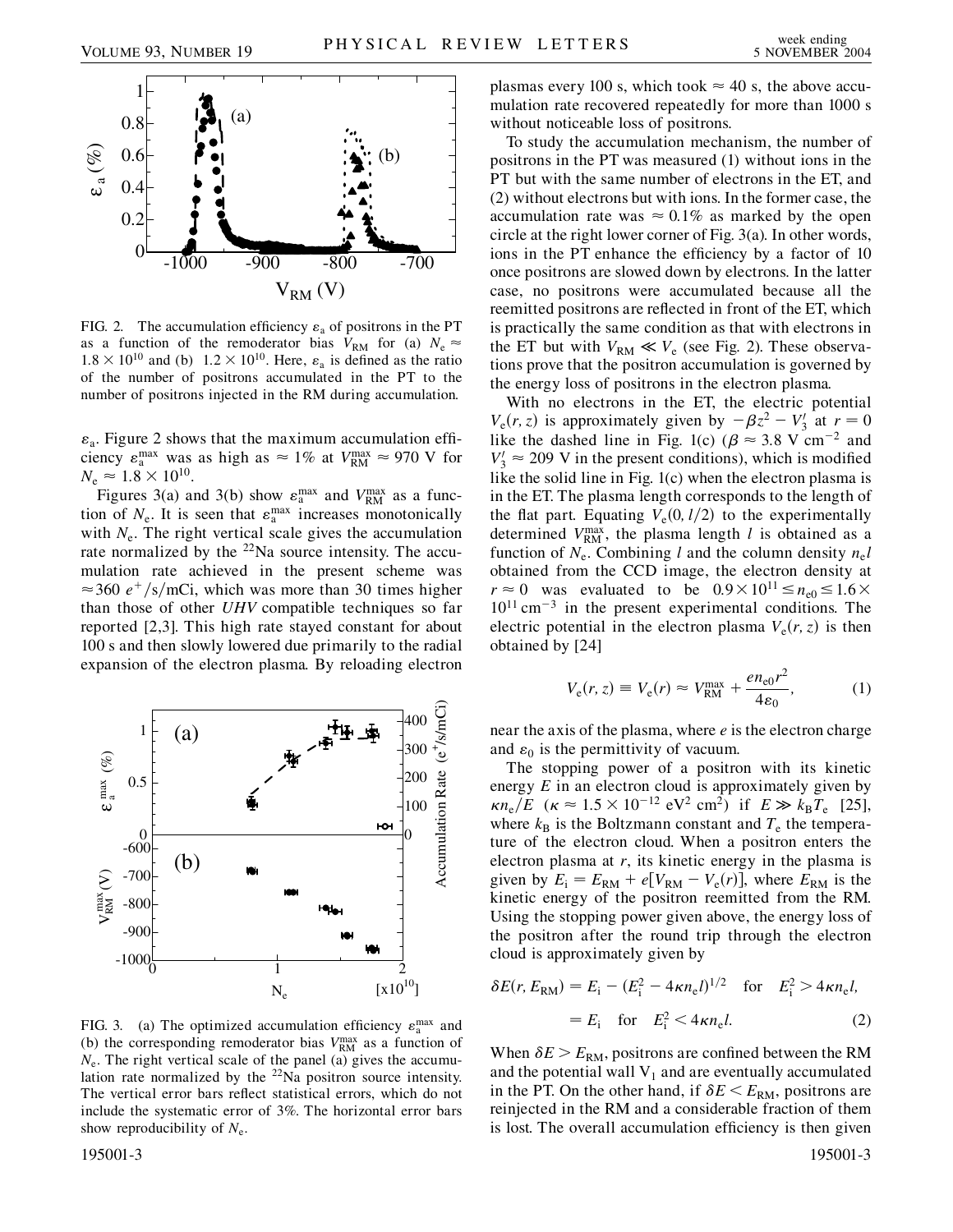FIG. 2. The accumulation efficiency $\varepsilon_a$ of positrons in the PT as a function of the remoderator bias $V_{RM}$ for (a) $N_e \approx 1.8 \times 10^{10}$ and (b) $1.2 \times 10^{10}$. Here, $\varepsilon_a$ is defined as the ratio of the number of positrons accumulated in the PT to the number of positrons injected in the RM during accumulation.

$\varepsilon_a$. Figure 2 shows that the maximum accumulation efficiency $\varepsilon_a^{max}$ was as high as $\approx 1\%$ at $V_{RM}^{max} \approx 970$ V for $N_e \approx 1.8 \times 10^{10}$.

Figures 3(a) and 3(b) show $\varepsilon_a^{max}$ and $V_{RM}^{max}$ as a function of $N_e$. It is seen that $\varepsilon_a^{max}$ increases monotonically with $N_e$. The right vertical scale gives the accumulation rate normalized by the $^{22}$Na source intensity. The accumulation rate achieved in the present scheme was $\approx 360\ e^+/\mathrm{s/mCi}$, which was more than 30 times higher than those of other *UHV* compatible techniques so far reported [2,3]. This high rate stayed constant for about 100 s and then slowly lowered due primarily to the radial expansion of the electron plasma. By reloading electron plasmas every 100 s, which took $\approx 40$ s, the above accumulation rate recovered repeatedly for more than 1000 s without noticeable loss of positrons.

FIG. 3. (a) The optimized accumulation efficiency $\varepsilon_a^{max}$ and (b) the corresponding remoderator bias $V_{RM}^{max}$ as a function of $N_e$. The right vertical scale of the panel (a) gives the accumulation rate normalized by the $^{22}$Na positron source intensity. The vertical error bars reflect statistical errors, which do not include the systematic error of 3%. The horizontal error bars show reproducibility of $N_e$.

To study the accumulation mechanism, the number of positrons in the PT was measured (1) without ions in the PT but with the same number of electrons in the ET, and (2) without electrons but with ions. In the former case, the accumulation rate was $\approx 0.1\%$ as marked by the open circle at the right lower corner of Fig. 3(a). In other words, ions in the PT enhance the efficiency by a factor of 10 once positrons are slowed down by electrons. In the latter case, no positrons were accumulated because all the reemitted positrons are reflected in front of the ET, which is practically the same condition as that with electrons in the ET but with $V_{RM} \ll V_e$ (see Fig. 2). These observations prove that the positron accumulation is governed by the energy loss of positrons in the electron plasma.

With no electrons in the ET, the electric potential $V_e(r, z)$ is approximately given by $-\beta z^2 - V_3'$ at $r = 0$ like the dashed line in Fig. 1(c) ($\beta \approx 3.8\ \mathrm{V\,cm^{-2}}$ and $V_3' \approx 209$ V in the present conditions), which is modified like the solid line in Fig. 1(c) when the electron plasma is in the ET. The plasma length corresponds to the length of the flat part. Equating $V_e(0, l/2)$ to the experimentally determined $V_{RM}^{max}$, the plasma length $l$ is obtained as a function of $N_e$. Combining $l$ and the column density $n_e l$ obtained from the CCD image, the electron density at $r \approx 0$ was evaluated to be $0.9 \times 10^{11} \leq n_{e0} \leq 1.6 \times 10^{11}\ \mathrm{cm^{-3}}$ in the present experimental conditions. The electric potential in the electron plasma $V_e(r, z)$ is then obtained by [24]

$$V_e(r, z) \equiv V_e(r) \approx V_{RM}^{max} + \frac{e n_{e0} r^2}{4\varepsilon_0}, \tag{1}$$

near the axis of the plasma, where $e$ is the electron charge and $\varepsilon_0$ is the permittivity of vacuum.

The stopping power of a positron with its kinetic energy $E$ in an electron cloud is approximately given by $\kappa n_e / E$ ($\kappa \approx 1.5 \times 10^{-12}\ \mathrm{eV^2\,cm^2}$) if $E \gg k_B T_e$ [25], where $k_B$ is the Boltzmann constant and $T_e$ the temperature of the electron cloud. When a positron enters the electron plasma at $r$, its kinetic energy in the plasma is given by $E_i = E_{RM} + e[V_{RM} - V_e(r)]$, where $E_{RM}$ is the kinetic energy of the positron reemitted from the RM. Using the stopping power given above, the energy loss of the positron after the round trip through the electron cloud is approximately given by

$$\begin{aligned} \delta E(r, E_{RM}) &= E_i - (E_i^2 - 4\kappa n_e l)^{1/2} \quad \text{for} \quad E_i^2 > 4\kappa n_e l, \\ &= E_i \quad \text{for} \quad E_i^2 < 4\kappa n_e l. \end{aligned} \tag{2}$$

When $\delta E > E_{RM}$, positrons are confined between the RM and the potential wall $V_1$ and are eventually accumulated in the PT. On the other hand, if $\delta E < E_{RM}$, positrons are reinjected in the RM and a considerable fraction of them is lost. The overall accumulation efficiency is then given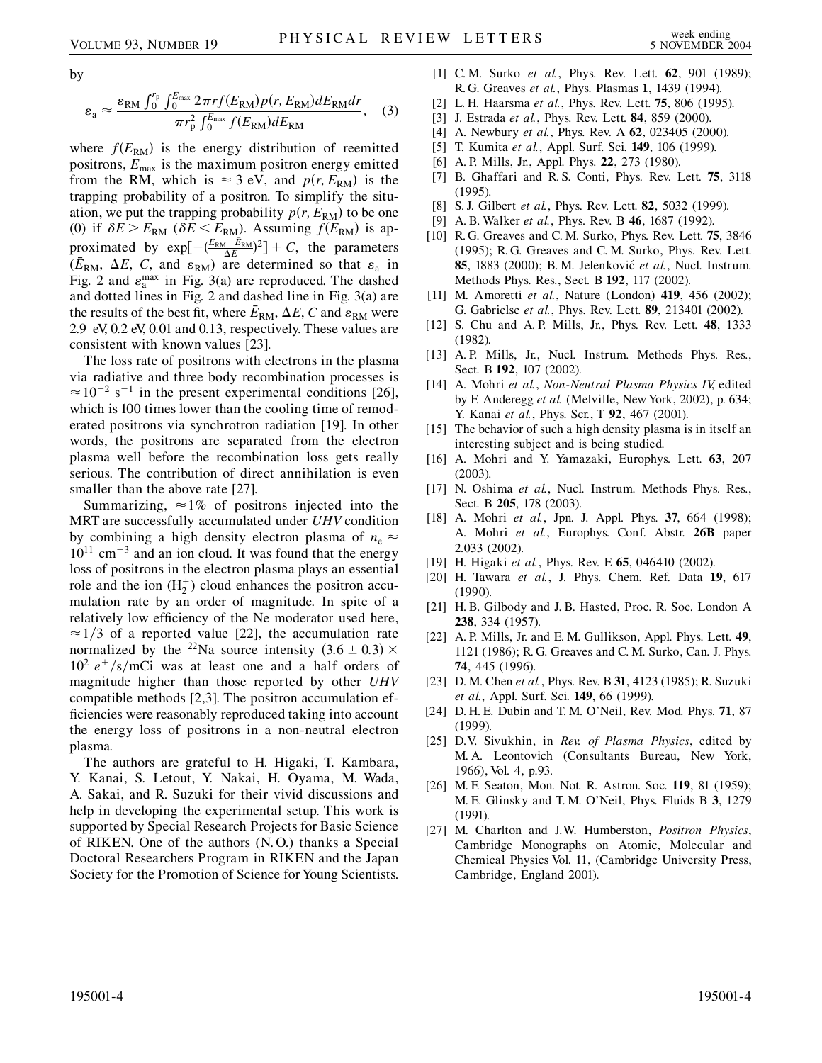by

$$\varepsilon_a \approx \frac{\varepsilon_{RM} \int_0^{r_p} \int_0^{E_{max}} 2\pi r f(E_{RM}) p(r, E_{RM}) dE_{RM} dr}{\pi r_p^2 \int_0^{E_{max}} f(E_{RM}) dE_{RM}}, \quad (3)$$

where $f(E_{RM})$ is the energy distribution of reemitted positrons, $E_{max}$ is the maximum positron energy emitted from the RM, which is $\approx 3$ eV, and $p(r, E_{RM})$ is the trapping probability of a positron. To simplify the situation, we put the trapping probability $p(r, E_{RM})$ to be one (0) if $\delta E > E_{RM}$ ($\delta E < E_{RM}$). Assuming $f(E_{RM})$ is approximated by $\exp[-(\frac{E_{RM} - \bar{E}_{RM}}{\Delta E})^2] + C$, the parameters ($\bar{E}_{RM}$, $\Delta E$, $C$, and $\varepsilon_{RM}$) are determined so that $\varepsilon_a$ in Fig. 2 and $\varepsilon_a^{max}$ in Fig. 3(a) are reproduced. The dashed and dotted lines in Fig. 2 and dashed line in Fig. 3(a) are the results of the best fit, where $\bar{E}_{RM}$, $\Delta E$, $C$ and $\varepsilon_{RM}$ were 2.9 eV, 0.2 eV, 0.01 and 0.13, respectively. These values are consistent with known values [23].

The loss rate of positrons with electrons in the plasma via radiative and three body recombination processes is $\approx 10^{-2}$ s$^{-1}$ in the present experimental conditions [26], which is 100 times lower than the cooling time of remoderated positrons via synchrotron radiation [19]. In other words, the positrons are separated from the electron plasma well before the recombination loss gets really serious. The contribution of direct annihilation is even smaller than the above rate [27].

Summarizing, $\approx 1\%$ of positrons injected into the MRT are successfully accumulated under *UHV* condition by combining a high density electron plasma of $n_e \approx 10^{11}$ cm$^{-3}$ and an ion cloud. It was found that the energy loss of positrons in the electron plasma plays an essential role and the ion ($H_2^+$) cloud enhances the positron accumulation rate by an order of magnitude. In spite of a relatively low efficiency of the Ne moderator used here, $\approx 1/3$ of a reported value [22], the accumulation rate normalized by the $^{22}$Na source intensity $(3.6 \pm 0.3) \times 10^2$ $e^+$/s/mCi was at least one and a half orders of magnitude higher than those reported by other *UHV* compatible methods [2,3]. The positron accumulation efficiencies were reasonably reproduced taking into account the energy loss of positrons in a non-neutral electron plasma.

The authors are grateful to H. Higaki, T. Kambara, Y. Kanai, S. Letout, Y. Nakai, H. Oyama, M. Wada, A. Sakai, and R. Suzuki for their vivid discussions and help in developing the experimental setup. This work is supported by Special Research Projects for Basic Science of RIKEN. One of the authors (N. O.) thanks a Special Doctoral Researchers Program in RIKEN and the Japan Society for the Promotion of Science for Young Scientists.

[1] C. M. Surko *et al.*, Phys. Rev. Lett. **62**, 901 (1989); R. G. Greaves *et al.*, Phys. Plasmas **1**, 1439 (1994).
[2] L. H. Haarsma *et al.*, Phys. Rev. Lett. **75**, 806 (1995).
[3] J. Estrada *et al.*, Phys. Rev. Lett. **84**, 859 (2000).
[4] A. Newbury *et al.*, Phys. Rev. A **62**, 023405 (2000).
[5] T. Kumita *et al.*, Appl. Surf. Sci. **149**, 106 (1999).
[6] A. P. Mills, Jr., Appl. Phys. **22**, 273 (1980).
[7] B. Ghaffari and R. S. Conti, Phys. Rev. Lett. **75**, 3118 (1995).
[8] S. J. Gilbert *et al.*, Phys. Rev. Lett. **82**, 5032 (1999).
[9] A. B. Walker *et al.*, Phys. Rev. B **46**, 1687 (1992).
[10] R. G. Greaves and C. M. Surko, Phys. Rev. Lett. **75**, 3846 (1995); R. G. Greaves and C. M. Surko, Phys. Rev. Lett. **85**, 1883 (2000); B. M. Jelenković *et al.*, Nucl. Instrum. Methods Phys. Res., Sect. B **192**, 117 (2002).
[11] M. Amoretti *et al.*, Nature (London) **419**, 456 (2002); G. Gabrielse *et al.*, Phys. Rev. Lett. **89**, 213401 (2002).
[12] S. Chu and A. P. Mills, Jr., Phys. Rev. Lett. **48**, 1333 (1982).
[13] A. P. Mills, Jr., Nucl. Instrum. Methods Phys. Res., Sect. B **192**, 107 (2002).
[14] A. Mohri *et al.*, *Non-Neutral Plasma Physics IV*, edited by F. Anderegg *et al.* (Melville, New York, 2002), p. 634; Y. Kanai *et al.*, Phys. Scr., T **92**, 467 (2001).
[15] The behavior of such a high density plasma is in itself an interesting subject and is being studied.
[16] A. Mohri and Y. Yamazaki, Europhys. Lett. **63**, 207 (2003).
[17] N. Oshima *et al.*, Nucl. Instrum. Methods Phys. Res., Sect. B **205**, 178 (2003).
[18] A. Mohri *et al.*, Jpn. J. Appl. Phys. **37**, 664 (1998); A. Mohri *et al.*, Europhys. Conf. Abstr. **26B** paper 2.033 (2002).
[19] H. Higaki *et al.*, Phys. Rev. E **65**, 046410 (2002).
[20] H. Tawara *et al.*, J. Phys. Chem. Ref. Data **19**, 617 (1990).
[21] H. B. Gilbody and J. B. Hasted, Proc. R. Soc. London A **238**, 334 (1957).
[22] A. P. Mills, Jr and E. M. Gullikson, Appl. Phys. Lett. **49**, 1121 (1986); R. G. Greaves and C. M. Surko, Can. J. Phys. **74**, 445 (1996).
[23] D. M. Chen *et al.*, Phys. Rev. B **31**, 4123 (1985); R. Suzuki *et al.*, Appl. Surf. Sci. **149**, 66 (1999).
[24] D. H. E. Dubin and T. M. O'Neil, Rev. Mod. Phys. **71**, 87 (1999).
[25] D.V. Sivukhin, in *Rev. of Plasma Physics*, edited by M. A. Leontovich (Consultants Bureau, New York, 1966), Vol. 4, p.93.
[26] M. F. Seaton, Mon. Not. R. Astron. Soc. **119**, 81 (1959); M. E. Glinsky and T. M. O'Neil, Phys. Fluids B **3**, 1279 (1991).
[27] M. Charlton and J.W. Humberston, *Positron Physics*, Cambridge Monographs on Atomic, Molecular and Chemical Physics Vol. 11, (Cambridge University Press, Cambridge, England 2001).